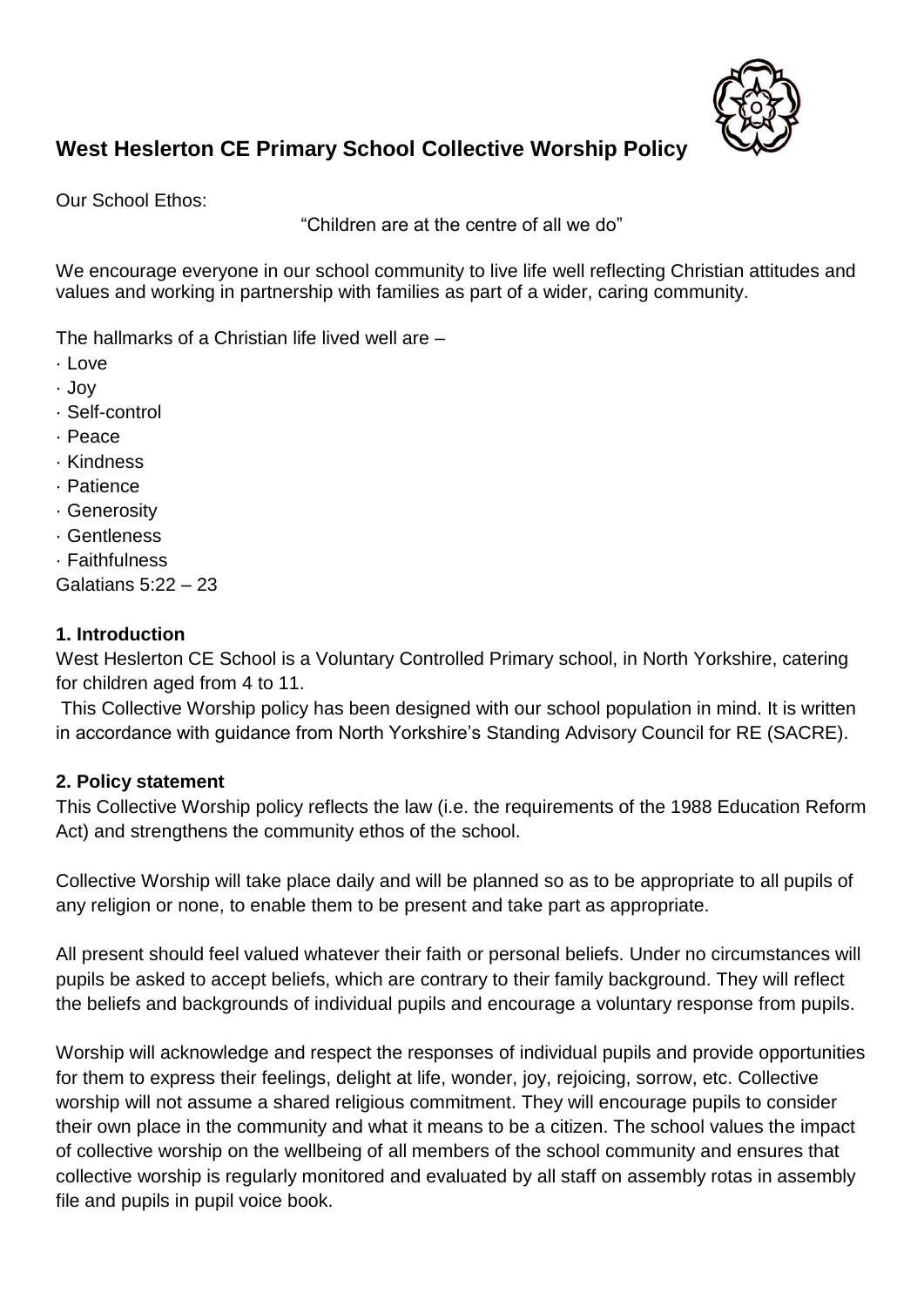# West Heslerton CE Primary School Collective Worship Policy

Our School Ethos:

"Children are at the centre of all we do"

We encourage everyone in our school community to live life well reflecting Christian attitudes and values and working in partnership with families as part of a wider, caring community.

The hallmarks of a Christian life lived well are –

- Love
- Joy
- Self-control
- Peace
- Kindness
- Patience
- Generosity
- Gentleness
- Faithfulness

Galatians 5:22 – 23

## 1. Introduction

West Heslerton CE School is a Voluntary Controlled Primary school, in North Yorkshire, catering for children aged from 4 to 11.

This Collective Worship policy has been designed with our school population in mind. It is written in accordance with guidance from North Yorkshire's Standing Advisory Council for RE (SACRE).

## 2. Policy statement

This Collective Worship policy reflects the law (i.e. the requirements of the 1988 Education Reform Act) and strengthens the community ethos of the school.

Collective Worship will take place daily and will be planned so as to be appropriate to all pupils of any religion or none, to enable them to be present and take part as appropriate.

All present should feel valued whatever their faith or personal beliefs. Under no circumstances will pupils be asked to accept beliefs, which are contrary to their family background. They will reflect the beliefs and backgrounds of individual pupils and encourage a voluntary response from pupils.

Worship will acknowledge and respect the responses of individual pupils and provide opportunities for them to express their feelings, delight at life, wonder, joy, rejoicing, sorrow, etc. Collective worship will not assume a shared religious commitment. They will encourage pupils to consider their own place in the community and what it means to be a citizen. The school values the impact of collective worship on the wellbeing of all members of the school community and ensures that collective worship is regularly monitored and evaluated by all staff on assembly rotas in assembly file and pupils in pupil voice book.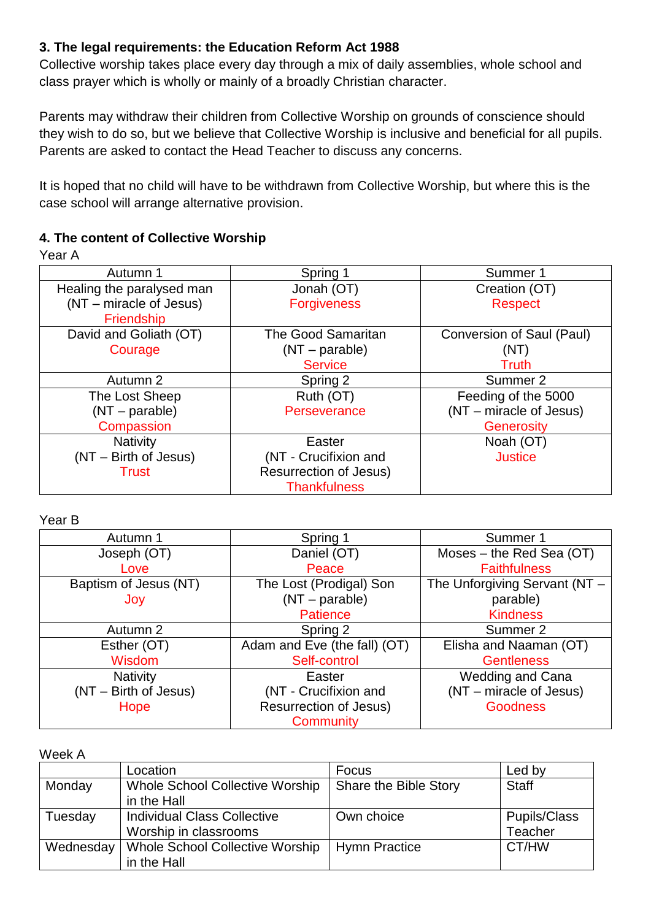**3. The legal requirements: the Education Reform Act 1988**

Collective worship takes place every day through a mix of daily assemblies, whole school and class prayer which is wholly or mainly of a broadly Christian character.

Parents may withdraw their children from Collective Worship on grounds of conscience should they wish to do so, but we believe that Collective Worship is inclusive and beneficial for all pupils. Parents are asked to contact the Head Teacher to discuss any concerns.

It is hoped that no child will have to be withdrawn from Collective Worship, but where this is the case school will arrange alternative provision.

**4. The content of Collective Worship**

Year A

| Autumn 1 | Spring 1 | Summer 1 |
|---|---|---|
| Healing the paralysed man (NT – miracle of Jesus) Friendship | Jonah (OT) Forgiveness | Creation (OT) Respect |
| David and Goliath (OT) Courage | The Good Samaritan (NT – parable) Service | Conversion of Saul (Paul) (NT) Truth |
| **Autumn 2** | **Spring 2** | **Summer 2** |
| The Lost Sheep (NT – parable) Compassion | Ruth (OT) Perseverance | Feeding of the 5000 (NT – miracle of Jesus) Generosity |
| Nativity (NT – Birth of Jesus) Trust | Easter (NT - Crucifixion and Resurrection of Jesus) Thankfulness | Noah (OT) Justice |

Year B

| Autumn 1 | Spring 1 | Summer 1 |
|---|---|---|
| Joseph (OT) Love | Daniel (OT) Peace | Moses – the Red Sea (OT) Faithfulness |
| Baptism of Jesus (NT) Joy | The Lost (Prodigal) Son (NT – parable) Patience | The Unforgiving Servant (NT – parable) Kindness |
| **Autumn 2** | **Spring 2** | **Summer 2** |
| Esther (OT) Wisdom | Adam and Eve (the fall) (OT) Self-control | Elisha and Naaman (OT) Gentleness |
| Nativity (NT – Birth of Jesus) Hope | Easter (NT - Crucifixion and Resurrection of Jesus) Community | Wedding and Cana (NT – miracle of Jesus) Goodness |

Week A

| | Location | Focus | Led by |
|---|---|---|---|
| Monday | Whole School Collective Worship in the Hall | Share the Bible Story | Staff |
| Tuesday | Individual Class Collective Worship in classrooms | Own choice | Pupils/Class Teacher |
| Wednesday | Whole School Collective Worship in the Hall | Hymn Practice | CT/HW |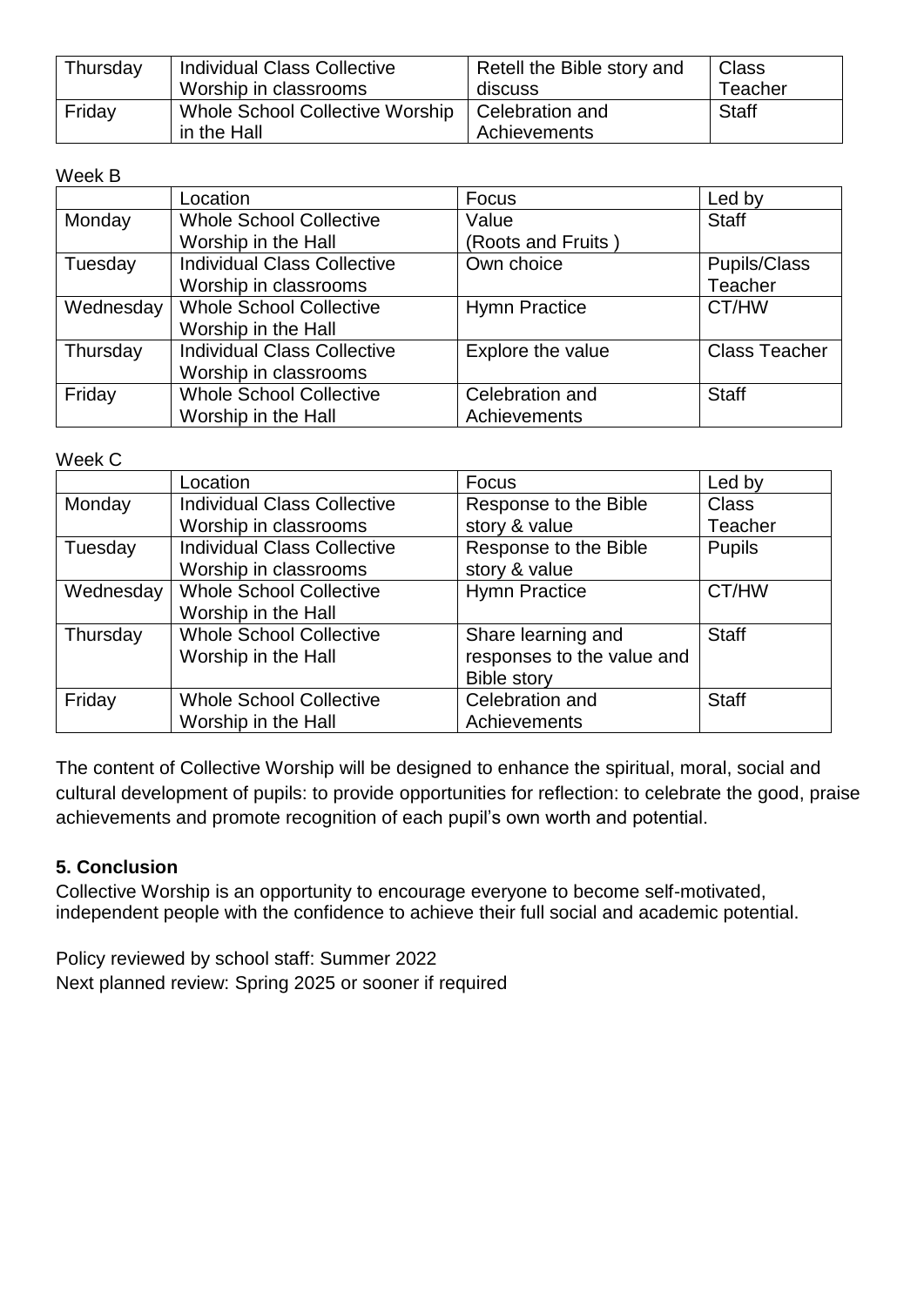| | | | |
|---|---|---|---|
| Thursday | Individual Class Collective Worship in classrooms | Retell the Bible story and discuss | Class Teacher |
| Friday | Whole School Collective Worship in the Hall | Celebration and Achievements | Staff |

Week B

| | Location | Focus | Led by |
|---|---|---|---|
| Monday | Whole School Collective Worship in the Hall | Value (Roots and Fruits ) | Staff |
| Tuesday | Individual Class Collective Worship in classrooms | Own choice | Pupils/Class Teacher |
| Wednesday | Whole School Collective Worship in the Hall | Hymn Practice | CT/HW |
| Thursday | Individual Class Collective Worship in classrooms | Explore the value | Class Teacher |
| Friday | Whole School Collective Worship in the Hall | Celebration and Achievements | Staff |

Week C

| | Location | Focus | Led by |
|---|---|---|---|
| Monday | Individual Class Collective Worship in classrooms | Response to the Bible story & value | Class Teacher |
| Tuesday | Individual Class Collective Worship in classrooms | Response to the Bible story & value | Pupils |
| Wednesday | Whole School Collective Worship in the Hall | Hymn Practice | CT/HW |
| Thursday | Whole School Collective Worship in the Hall | Share learning and responses to the value and Bible story | Staff |
| Friday | Whole School Collective Worship in the Hall | Celebration and Achievements | Staff |

The content of Collective Worship will be designed to enhance the spiritual, moral, social and cultural development of pupils: to provide opportunities for reflection: to celebrate the good, praise achievements and promote recognition of each pupil's own worth and potential.

**5. Conclusion**

Collective Worship is an opportunity to encourage everyone to become self-motivated, independent people with the confidence to achieve their full social and academic potential.

Policy reviewed by school staff: Summer 2022
Next planned review: Spring 2025 or sooner if required